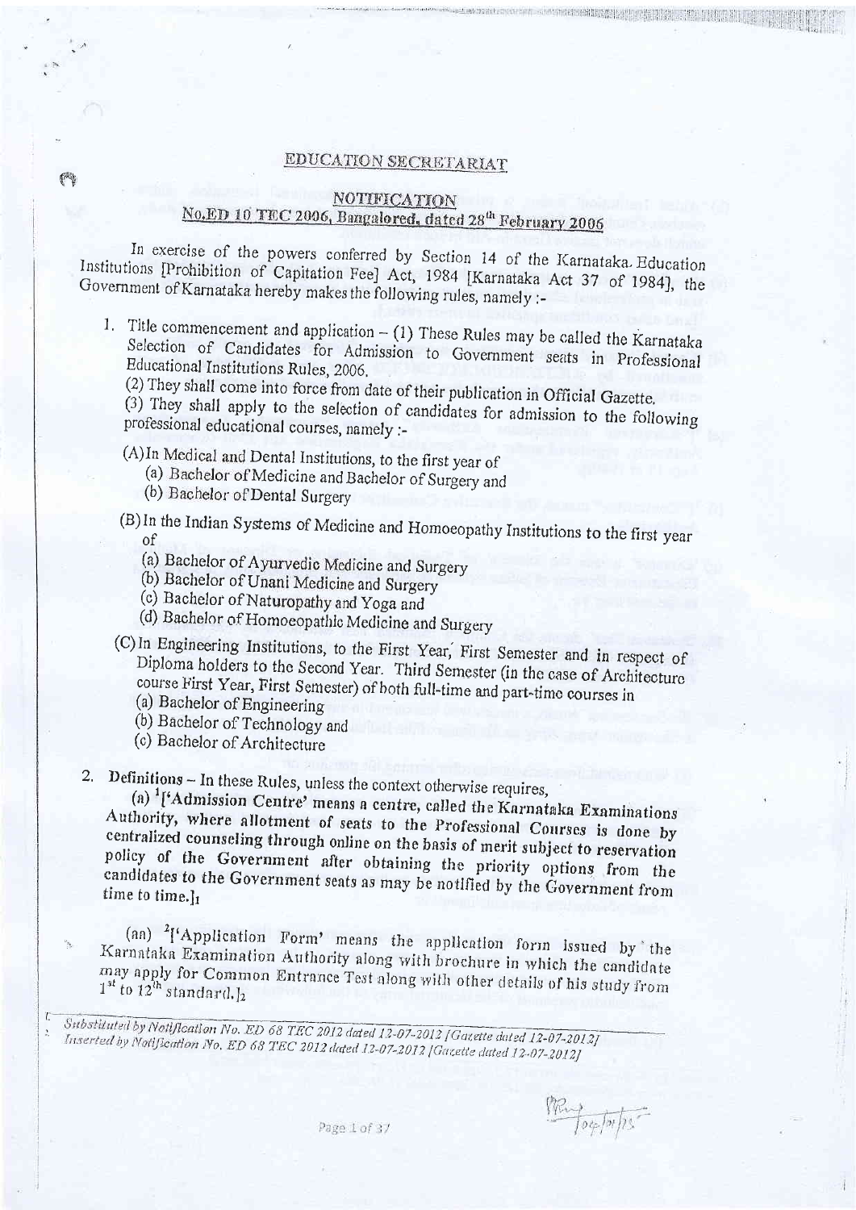# EDUCATION SECRETARIAT

## NOTIFICATION

### No.ED 10 TEC 2006, Bangalored, dated 28th February 2006

In exercise of the powers conferred by Section 14 of the Karnataka Education Institutions [Prohibition of Capitation Fee] Act, 1984 [Karnataka Act 37 of 1984], the Government of Karnataka hereby makes the following rules, namely :-

1. Title commencement and application – (1) These Rules may be called the Karnataka Selection of Candidates for Admission to Government seats in Professional Educational Institutions Rules, 2006.

   (2) They shall come into force from date of their publication in Official Gazette.

   (3) They shall apply to the selection of candidates for admission to the following professional educational courses, namely :-

   (A) In Medical and Dental Institutions, to the first year of
   - (a) Bachelor of Medicine and Bachelor of Surgery and
   - (b) Bachelor of Dental Surgery

   (B) In the Indian Systems of Medicine and Homoeopathy Institutions to the first year of
   - (a) Bachelor of Ayurvedic Medicine and Surgery
   - (b) Bachelor of Unani Medicine and Surgery
   - (c) Bachelor of Naturopathy and Yoga and
   - (d) Bachelor of Homoeopathic Medicine and Surgery

   (C) In Engineering Institutions, to the First Year, First Semester and in respect of Diploma holders to the Second Year. Third Semester (in the case of Architecture course First Year, First Semester) of both full-time and part-time courses in
   - (a) Bachelor of Engineering
   - (b) Bachelor of Technology and
   - (c) Bachelor of Architecture

2. Definitions – In these Rules, unless the context otherwise requires,

   (a) [1]['Admission Centre' means a centre, called the Karnataka Examinations Authority, where allotment of seats to the Professional Courses is done by centralized counseling through online on the basis of merit subject to reservation policy of the Government after obtaining the priority options from the candidates to the Government seats as may be notified by the Government from time to time.]1

   (aa) [2]['Application Form' means the application form issued by the Karnataka Examination Authority along with brochure in which the candidate may apply for Common Entrance Test along with other details of his study from 1st to 12th standard.]2

---

1. Substituted by Notification No. ED 68 TEC 2012 dated 12-07-2012 [Gazette dated 12-07-2012]
2. Inserted by Notification No. ED 68 TEC 2012 dated 12-07-2012 [Gazette dated 12-07-2012]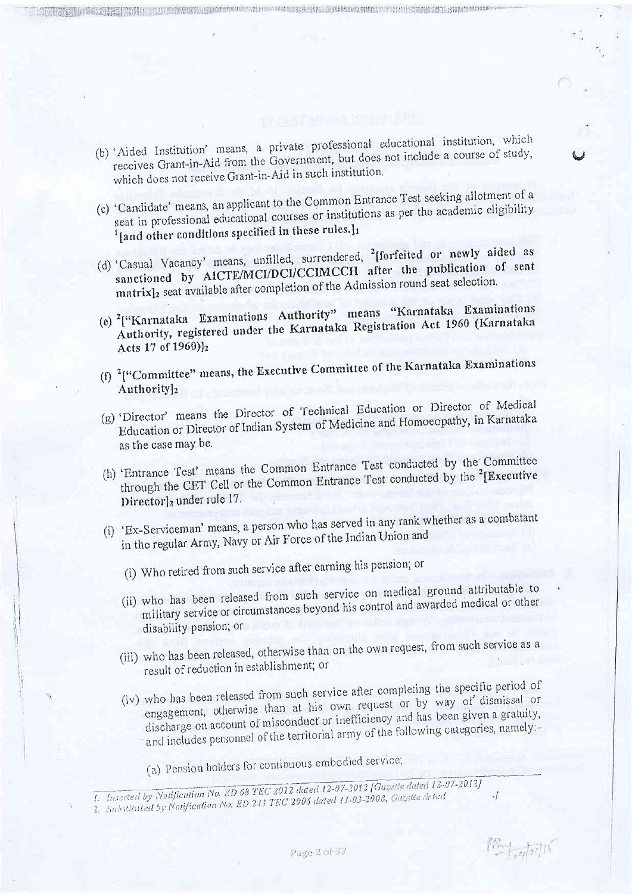(b) 'Aided Institution' means, a private professional educational institution, which receives Grant-in-Aid from the Government, but does not include a course of study, which does not receive Grant-in-Aid in such institution.

(c) 'Candidate' means, an applicant to the Common Entrance Test seeking allotment of a seat in professional educational courses or institutions as per the academic eligibility [1][and other conditions specified in these rules.]1

(d) 'Casual Vacancy' means, unfilled, surrendered, [2][forfeited or newly aided as sanctioned by AICTE/MCI/DCI/CCIMCCH after the publication of seat matrix]2 seat available after completion of the Admission round seat selection.

(e) [2]["Karnataka Examinations Authority" means "Karnataka Examinations Authority, registered under the Karnataka Registration Act 1960 (Karnataka Acts 17 of 1960)]2

(f) [2]["Committee" means, the Executive Committee of the Karnataka Examinations Authority]2

(g) 'Director' means the Director of Technical Education or Director of Medical Education or Director of Indian System of Medicine and Homoeopathy, in Karnataka as the case may be.

(h) 'Entrance Test' means the Common Entrance Test conducted by the Committee through the CET Cell or the Common Entrance Test conducted by the [2][Executive Director]2 under rule 17.

(i) 'Ex-Serviceman' means, a person who has served in any rank whether as a combatant in the regular Army, Navy or Air Force of the Indian Union and

(i) Who retired from such service after earning his pension; or

(ii) who has been released from such service on medical ground attributable to military service or circumstances beyond his control and awarded medical or other disability pension; or

(iii) who has been released, otherwise than on the own request, from such service as a result of reduction in establishment; or

(iv) who has been released from such service after completing the specific period of engagement, otherwise than at his own request or by way of dismissal or discharge on account of misconduct or inefficiency and has been given a gratuity, and includes personnel of the territorial army of the following categories, namely:-

(a) Pension holders for continuous embodied service;

---

1. Inserted by Notification No. ED 68 TEC 2012 dated 12-07-2012 [Gazette dated 12-07-2012]
2. Substituted by Notification No. ED 243 TEC 2006 dated 11-03-2008, Gazette dated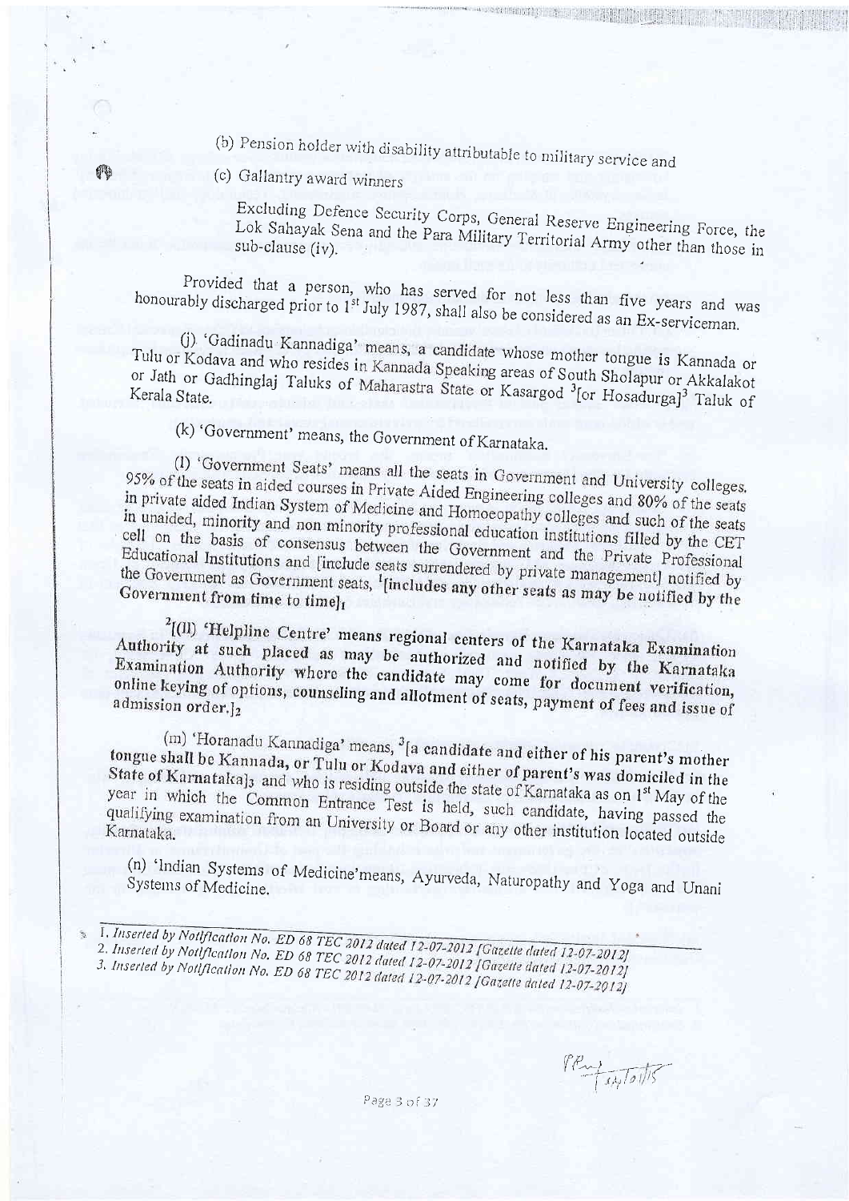(b) Pension holder with disability attributable to military service and

(c) Gallantry award winners

Excluding Defence Security Corps, General Reserve Engineering Force, the Lok Sahayak Sena and the Para Military Territorial Army other than those in sub-clause (iv).

Provided that a person, who has served for not less than five years and was honourably discharged prior to 1st July 1987, shall also be considered as an Ex-serviceman.

(j) 'Gadinadu Kannadiga' means, a candidate whose mother tongue is Kannada or Tulu or Kodava and who resides in Kannada Speaking areas of South Sholapur or Akkalakot or Jath or Gadhinglaj Taluks of Maharastra State or Kasargod [3][or Hosadurga][3] Taluk of Kerala State.

(k) 'Government' means, the Government of Karnataka.

(l) 'Government Seats' means all the seats in Government and University colleges, 95% of the seats in aided courses in Private Aided Engineering colleges and 80% of the seats in private aided Indian System of Medicine and Homoeopathy colleges and such of the seats in unaided, minority and non minority professional education institutions filled by the CET cell on the basis of consensus between the Government and the Private Professional Educational Institutions and [include seats surrendered by private management] notified by the Government as Government seats, [1][includes any other seats as may be notified by the Government from time to time][1]

[2][(ll) 'Helpline Centre' means regional centers of the Karnataka Examination Authority at such placed as may be authorized and notified by the Karnataka Examination Authority where the candidate may come for document verification, online keying of options, counseling and allotment of seats, payment of fees and issue of admission order.][2]

(m) 'Horanadu Kannadiga' means, [3][a candidate and either of his parent's mother tongue shall be Kannada, or Tulu or Kodava and either of parent's was domiciled in the State of Karnataka][3] and who is residing outside the state of Karnataka as on 1st May of the year in which the Common Entrance Test is held, such candidate, having passed the qualifying examination from an University or Board or any other institution located outside Karnataka.

(n) 'Indian Systems of Medicine' means, Ayurveda, Naturopathy and Yoga and Unani Systems of Medicine.

---

1. *Inserted by Notification No. ED 68 TEC 2012 dated 12-07-2012 [Gazette dated 12-07-2012]*
2. *Inserted by Notification No. ED 68 TEC 2012 dated 12-07-2012 [Gazette dated 12-07-2012]*
3. *Inserted by Notification No. ED 68 TEC 2012 dated 12-07-2012 [Gazette dated 12-07-2012]*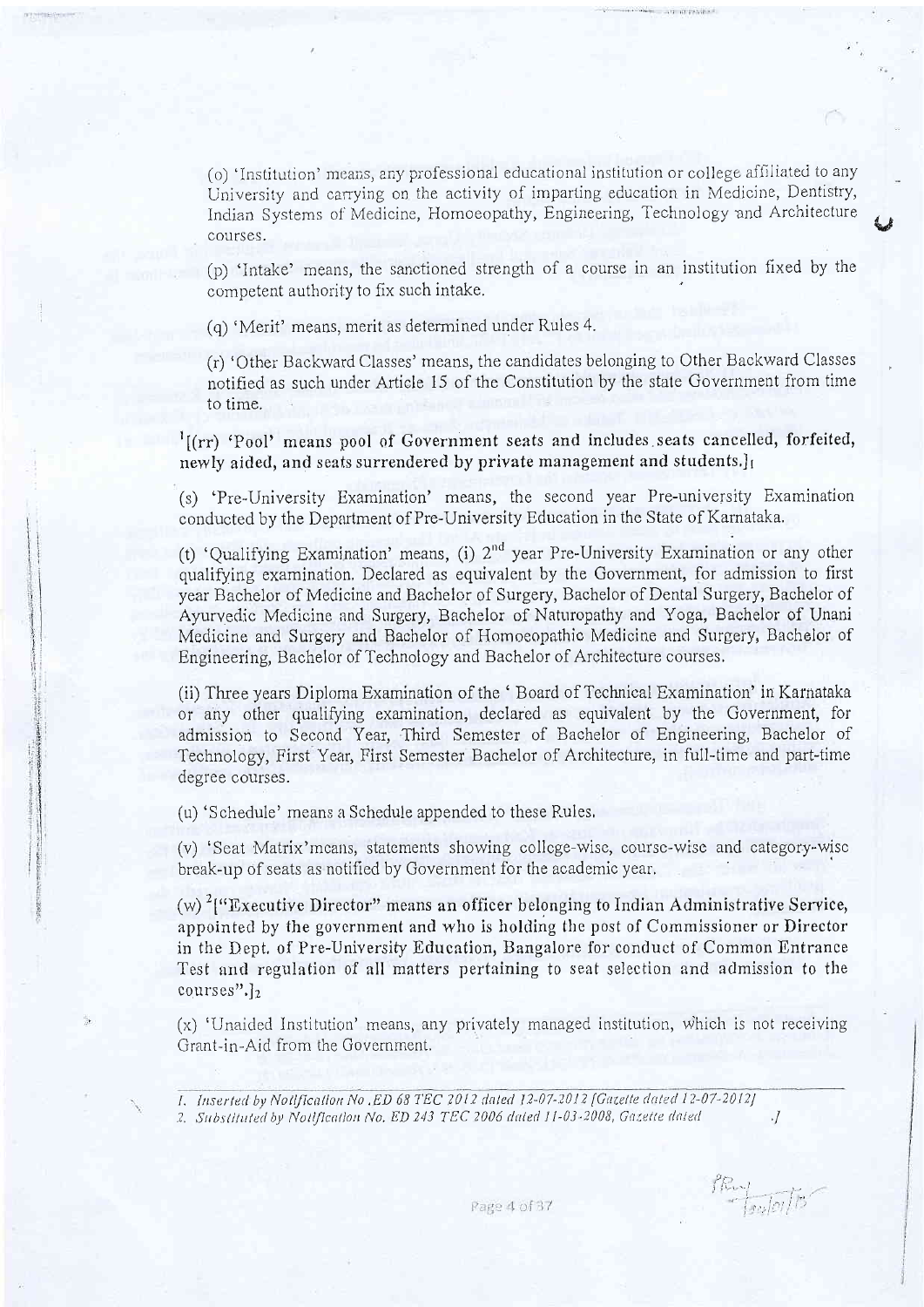(o) 'Institution' means, any professional educational institution or college affiliated to any University and carrying on the activity of imparting education in Medicine, Dentistry, Indian Systems of Medicine, Homoeopathy, Engineering, Technology and Architecture courses.

(p) 'Intake' means, the sanctioned strength of a course in an institution fixed by the competent authority to fix such intake.

(q) 'Merit' means, merit as determined under Rules 4.

(r) 'Other Backward Classes' means, the candidates belonging to Other Backward Classes notified as such under Article 15 of the Constitution by the state Government from time to time.

[1][**(rr) 'Pool' means pool of Government seats and includes seats cancelled, forfeited, newly aided, and seats surrendered by private management and students.**]1

(s) 'Pre-University Examination' means, the second year Pre-university Examination conducted by the Department of Pre-University Education in the State of Karnataka.

(t) 'Qualifying Examination' means, (i) 2[nd] year Pre-University Examination or any other qualifying examination. Declared as equivalent by the Government, for admission to first year Bachelor of Medicine and Bachelor of Surgery, Bachelor of Dental Surgery, Bachelor of Ayurvedic Medicine and Surgery, Bachelor of Naturopathy and Yoga, Bachelor of Unani Medicine and Surgery and Bachelor of Homoeopathic Medicine and Surgery, Bachelor of Engineering, Bachelor of Technology and Bachelor of Architecture courses.

(ii) Three years Diploma Examination of the ' Board of Technical Examination' in Karnataka or any other qualifying examination, declared as equivalent by the Government, for admission to Second Year, Third Semester of Bachelor of Engineering, Bachelor of Technology, First Year, First Semester Bachelor of Architecture, in full-time and part-time degree courses.

(u) 'Schedule' means a Schedule appended to these Rules.

(v) 'Seat Matrix' means, statements showing college-wise, course-wise and category-wise break-up of seats as notified by Government for the academic year.

(w) [2][**"Executive Director" means an officer belonging to Indian Administrative Service, appointed by the government and who is holding the post of Commissioner or Director in the Dept. of Pre-University Education, Bangalore for conduct of Common Entrance Test and regulation of all matters pertaining to seat selection and admission to the courses".**]2

(x) 'Unaided Institution' means, any privately managed institution, which is not receiving Grant-in-Aid from the Government.

---

*1. Inserted by Notification No. ED 68 TEC 2012 dated 12-07-2012 [Gazette dated 12-07-2012]*

*2. Substituted by Notification No. ED 243 TEC 2006 dated 11-03-2008, Gazette dated .]*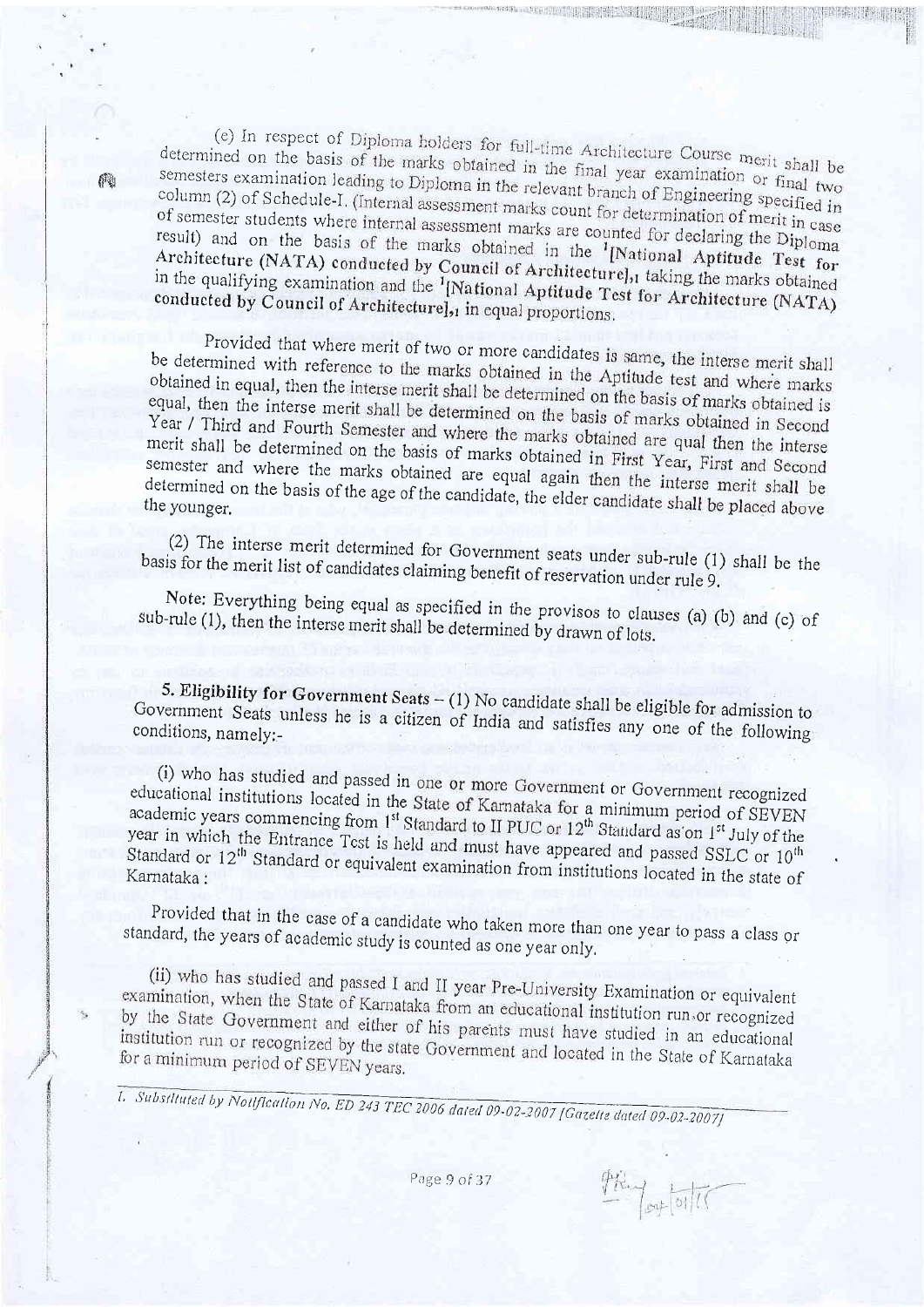(e) In respect of Diploma holders for full-time Architecture Course merit shall be determined on the basis of the marks obtained in the final year examination or final two semesters examination leading to Diploma in the relevant branch of Engineering specified in column (2) of Schedule-I. (Internal assessment marks count for determination of merit in case of semester students where internal assessment marks are counted for declaring the Diploma result) and on the basis of the marks obtained in the [1][**National Aptitude Test for Architecture (NATA) conducted by Council of Architecture**],[1] taking the marks obtained in the qualifying examination and the [1][**National Aptitude Test for Architecture (NATA) conducted by Council of Architecture**],[1] in equal proportions.

Provided that where merit of two or more candidates is same, the interse merit shall be determined with reference to the marks obtained in the Aptitude test and where marks obtained in equal, then the interse merit shall be determined on the basis of marks obtained is equal, then the interse merit shall be determined on the basis of marks obtained in Second Year / Third and Fourth Semester and where the marks obtained are qual then the interse merit shall be determined on the basis of marks obtained in First Year, First and Second semester and where the marks obtained are equal again then the interse merit shall be determined on the basis of the age of the candidate, the elder candidate shall be placed above the younger.

(2) The interse merit determined for Government seats under sub-rule (1) shall be the basis for the merit list of candidates claiming benefit of reservation under rule 9.

Note: Everything being equal as specified in the provisos to clauses (a) (b) and (c) of sub-rule (1), then the interse merit shall be determined by drawn of lots.

**5. Eligibility for Government Seats** – (1) No candidate shall be eligible for admission to Government Seats unless he is a citizen of India and satisfies any one of the following conditions, namely:-

(i) who has studied and passed in one or more Government or Government recognized educational institutions located in the State of Karnataka for a minimum period of SEVEN academic years commencing from 1st Standard to II PUC or 12th Standard as on 1st July of the year in which the Entrance Test is held and must have appeared and passed SSLC or 10th Standard or 12th Standard or equivalent examination from institutions located in the state of Karnataka :

Provided that in the case of a candidate who taken more than one year to pass a class or standard, the years of academic study is counted as one year only.

(ii) who has studied and passed I and II year Pre-University Examination or equivalent examination, when the State of Karnataka from an educational institution run or recognized by the State Government and either of his parents must have studied in an educational institution run or recognized by the state Government and located in the State of Karnataka for a minimum period of SEVEN years.

---

*1. Substituted by Notification No. ED 243 TEC 2006 dated 09-02-2007 [Gazette dated 09-02-2007]*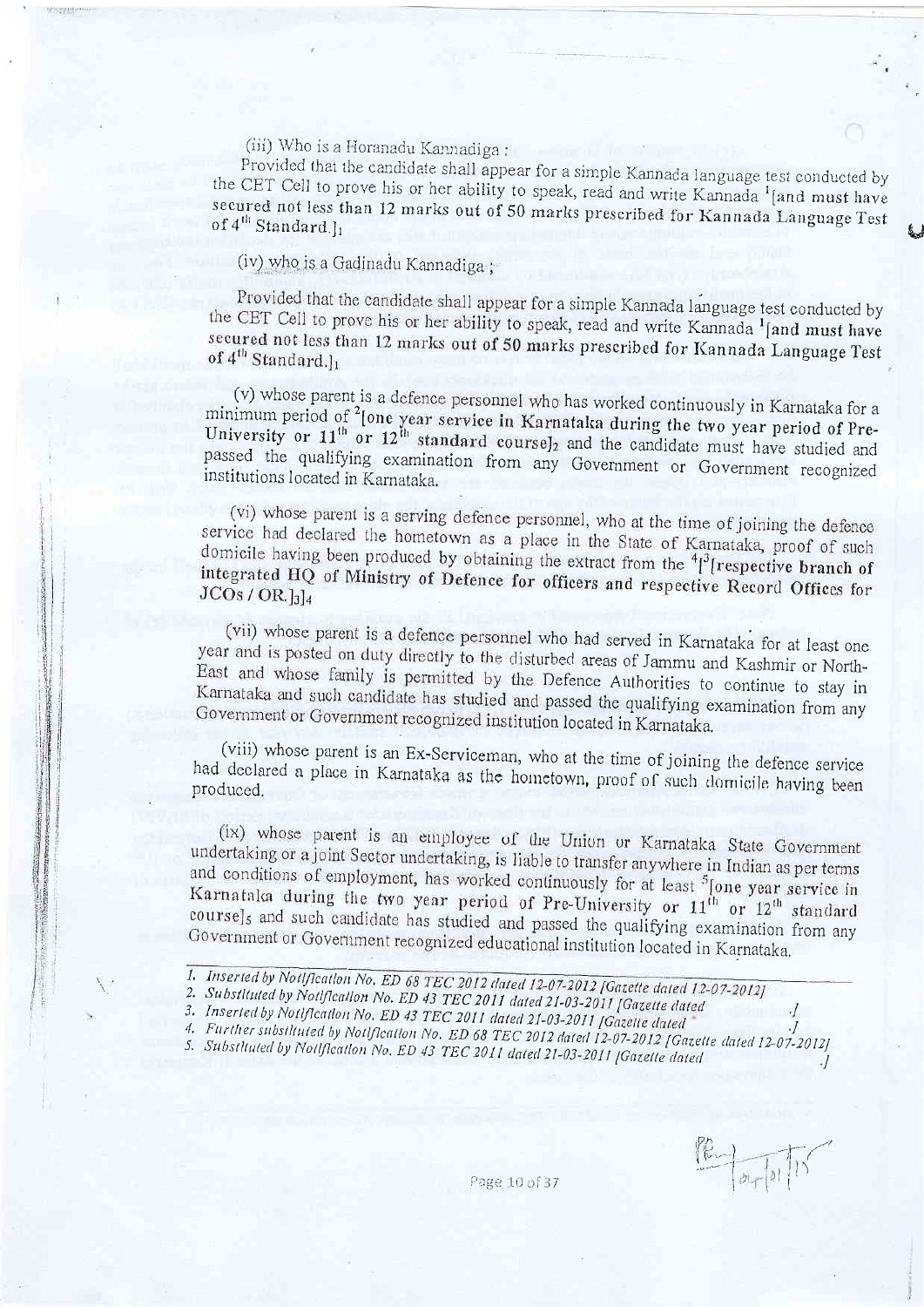(iii) Who is a Horanadu Kannadiga :

Provided that the candidate shall appear for a simple Kannada language test conducted by the CET Cell to prove his or her ability to speak, read and write Kannada [1][**and must have secured not less than 12 marks out of 50 marks prescribed for Kannada Language Test of 4th Standard.**]1

(iv) who is a Gadinadu Kannadiga ;

Provided that the candidate shall appear for a simple Kannada language test conducted by the CET Cell to prove his or her ability to speak, read and write Kannada [1][**and must have secured not less than 12 marks out of 50 marks prescribed for Kannada Language Test of 4th Standard.**]1

(v) whose parent is a defence personnel who has worked continuously in Karnataka for a minimum period of [2][**one year service in Karnataka during the two year period of Pre-University or 11th or 12th standard course**]2 and the candidate must have studied and passed the qualifying examination from any Government or Government recognized institutions located in Karnataka.

(vi) whose parent is a serving defence personnel, who at the time of joining the defence service had declared the hometown as a place in the State of Karnataka, proof of such domicile having been produced by obtaining the extract from the [4][[3][**respective branch of integrated HQ of Ministry of Defence for officers and respective Record Offices for JCOs / OR.**]3]4

(vii) whose parent is a defence personnel who had served in Karnataka for at least one year and is posted on duty directly to the disturbed areas of Jammu and Kashmir or North-East and whose family is permitted by the Defence Authorities to continue to stay in Karnataka and such candidate has studied and passed the qualifying examination from any Government or Government recognized institution located in Karnataka.

(viii) whose parent is an Ex-Serviceman, who at the time of joining the defence service had declared a place in Karnataka as the hometown, proof of such domicile having been produced.

(ix) whose parent is an employee of the Union or Karnataka State Government undertaking or a joint Sector undertaking, is liable to transfer anywhere in Indian as per terms and conditions of employment, has worked continuously for at least [5][one year service in Karnataka during the two year period of Pre-University or 11th or 12th standard course]5 and such candidate has studied and passed the qualifying examination from any Government or Government recognized educational institution located in Karnataka.

---

1. *Inserted by Notification No. ED 68 TEC 2012 dated 12-07-2012 [Gazette dated 12-07-2012]*
2. *Substituted by Notification No. ED 43 TEC 2011 dated 21-03-2011 [Gazette dated ]*
3. *Inserted by Notification No. ED 43 TEC 2011 dated 21-03-2011 [Gazette dated ]*
4. *Further substituted by Notification No. ED 68 TEC 2012 dated 12-07-2012 [Gazette dated 12-07-2012]*
5. *Substituted by Notification No. ED 43 TEC 2011 dated 21-03-2011 [Gazette dated ]*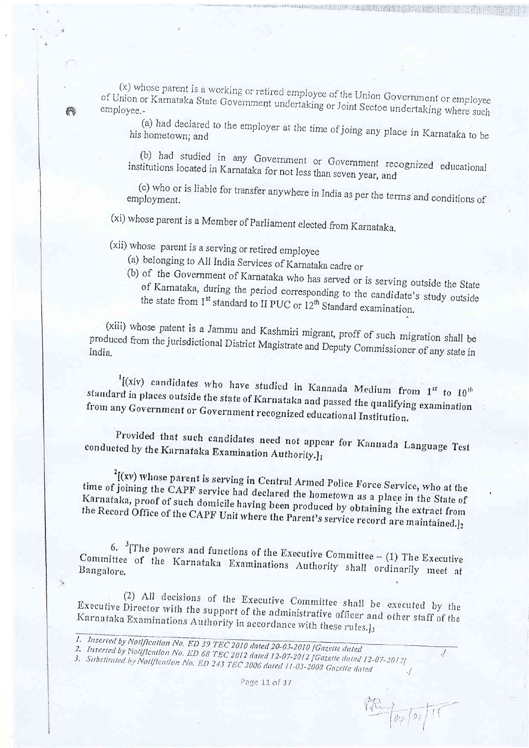(x) whose parent is a working or retired employee of the Union Government or employee of Union or Karnataka State Government undertaking or Joint Sectoe undertaking where such employee.-

(a) had declared to the employer at the time of joing any place in Karnataka to be his hometown; and

(b) had studied in any Government or Government recognized educational institutions located in Karnataka for not less than seven year, and

(c) who or is liable for transfer anywhere in India as per the terms and conditions of employment.

(xi) whose parent is a Member of Parliament elected from Karnataka.

(xii) whose parent is a serving or retired employee

(a) belonging to All India Services of Karnataka cadre or

(b) of the Government of Karnataka who has served or is serving outside the State of Karnataka, during the period corresponding to the candidate's study outside the state from 1st standard to II PUC or 12th Standard examination.

(xiii) whose patent is a Jammu and Kashmiri migrant, proff of such migration shall be produced from the jurisdictional District Magistrate and Deputy Commissioner of any state in India.

[1][(xiv) candidates who have studied in Kannada Medium from 1st to 10th standard in places outside the state of Karnataka and passed the qualifying examination from any Government or Government recognized educational Institution.

Provided that such candidates need not appear for Kannada Language Test conducted by the Karnataka Examination Authority.]1

[2][(xv) Whose parent is serving in Central Armed Police Force Service, who at the time of joining the CAPF service had declared the hometown as a place in the State of Karnataka, proof of such domicile having been produced by obtaining the extract from the Record Office of the CAPF Unit where the Parent's service record are maintained.]2

6. [3][The powers and functions of the Executive Committee – (1) The Executive Committee of the Karnataka Examinations Authority shall ordinarily meet at Bangalore.

(2) All decisions of the Executive Committee shall be executed by the Executive Director with the support of the administrative officer and other staff of the Karnataka Examinations Authority in accordance with these rules.]3

---

1. *Inserted by Notification No. ED 39 TEC 2010 dated 20-03-2010 [Gazette dated ./*
2. *Inserted by Notification No. ED 68 TEC 2012 dated 12-07-2012 [Gazette dated 12-07-2012]*
3. *Substituted by Notification No. ED 243 TEC 2006 dated 11-03-2008 Gazette dated ./*